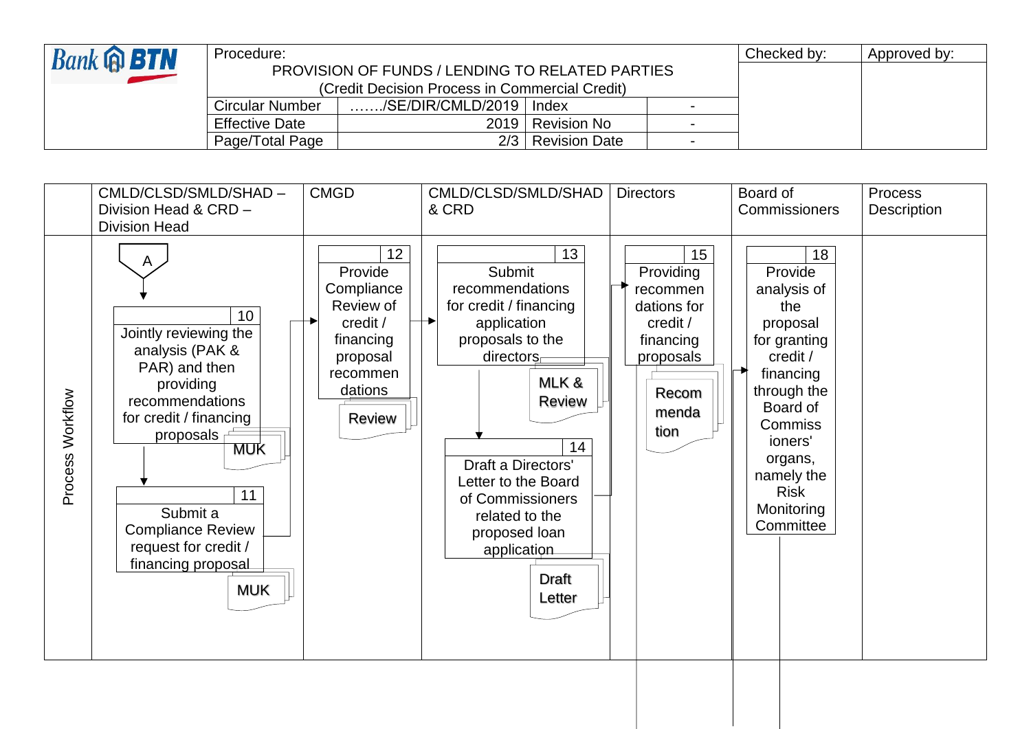| Bank BTN | Procedure: PROVISION OF FUNDS / LENDING TO RELATED PARTIES (Credit Decision Process in Commercial Credit) | | | | Checked by: | Approved by: |
|---|---|---|---|---|---|---|
| | Circular Number | ……./SE/DIR/CMLD/2019 | Index | - | | |
| | Effective Date | 2019 | Revision No | - | | |
| | Page/Total Page | 2/3 | Revision Date | - | | |

| | CMLD/CLSD/SMLD/SHAD – Division Head & CRD – Division Head | CMGD | CMLD/CLSD/SMLD/SHAD & CRD | Directors | Board of Commissioners | Process Description |
|---|---|---|---|---|---|---|
| Process Workflow | A<br>10 Jointly reviewing the analysis (PAK & PAR) and then providing recommendations for credit / financing proposals (MUK)<br>11 Submit a Compliance Review request for credit / financing proposal (MUK) | 12 Provide Compliance Review of credit / financing proposal recommendations (Review) | 13 Submit recommendations for credit / financing application proposals to the directors (MLK & Review)<br>14 Draft a Directors' Letter to the Board of Commissioners related to the proposed loan application (Draft Letter) | 15 Providing recommendations for credit / financing proposals (Recommendation) | 18 Provide analysis of the proposal for granting credit / financing through the Board of Commissioners' organs, namely the Risk Monitoring Committee | |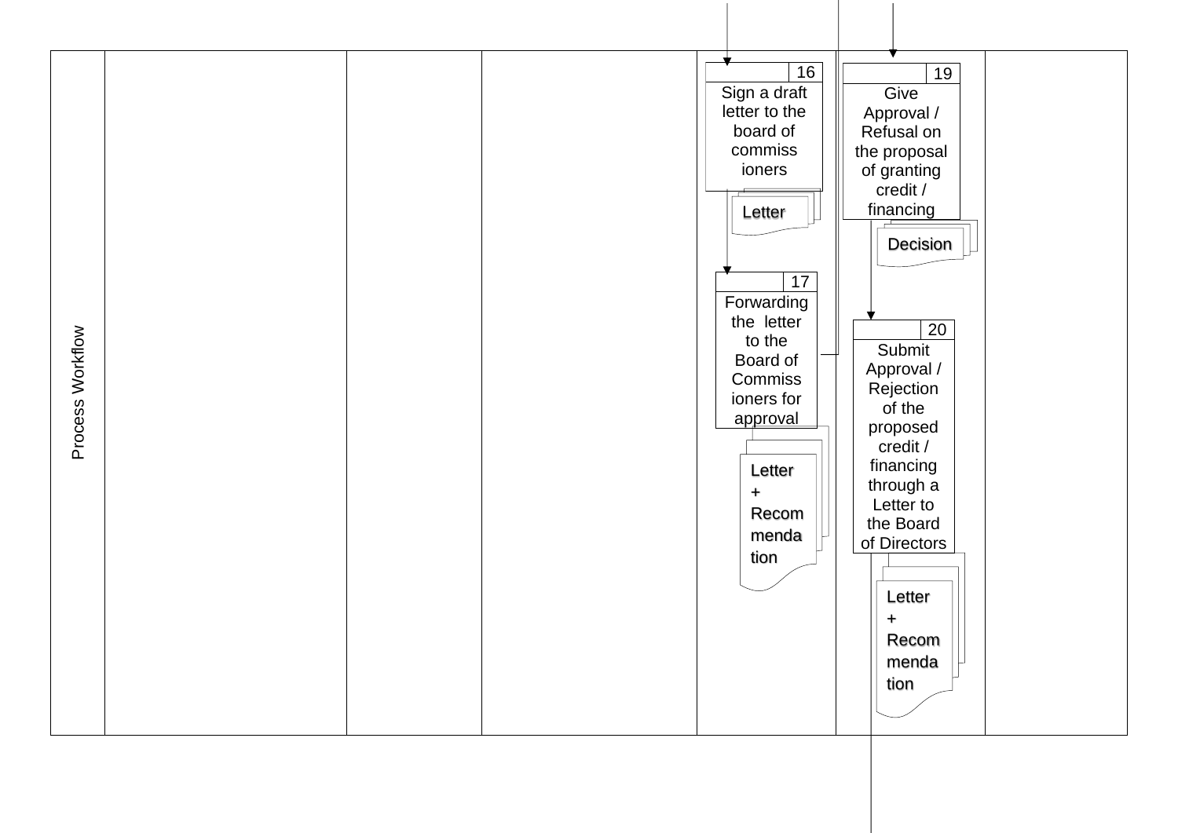Process Workflow

**16** Sign a draft letter to the board of commissioners
- Letter

**17** Forwarding the letter to the Board of Commissioners for approval
- Letter + Recommendation

**19** Give Approval / Refusal on the proposal of granting credit / financing
- Decision

**20** Submit Approval / Rejection of the proposed credit / financing through a Letter to the Board of Directors
- Letter + Recommendation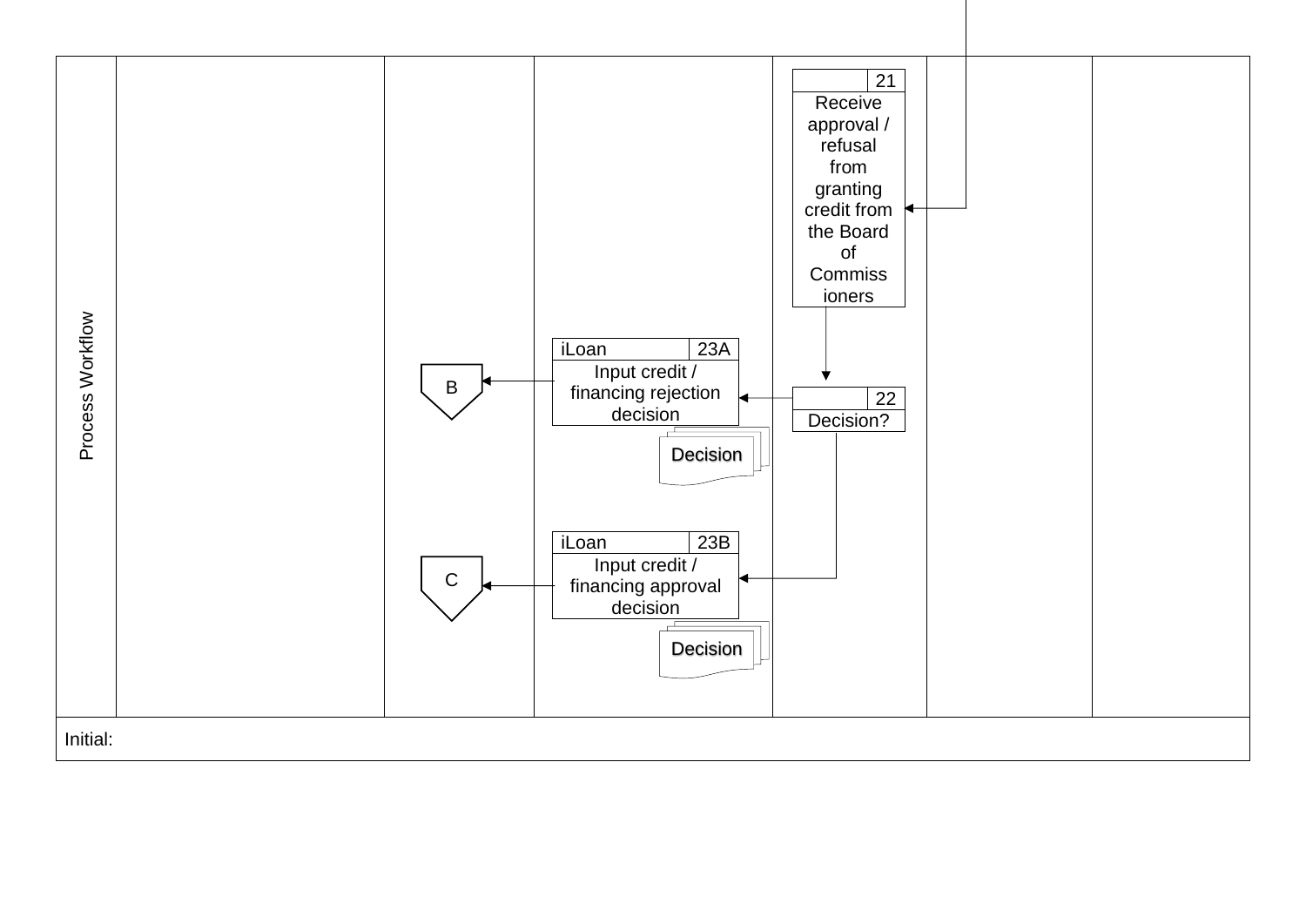Process Workflow

21
Receive approval / refusal from granting credit from the Board of Commissioners

22
Decision?

iLoan 23A
Input credit / financing rejection decision

Decision

B

iLoan 23B
Input credit / financing approval decision

Decision

C

Initial: